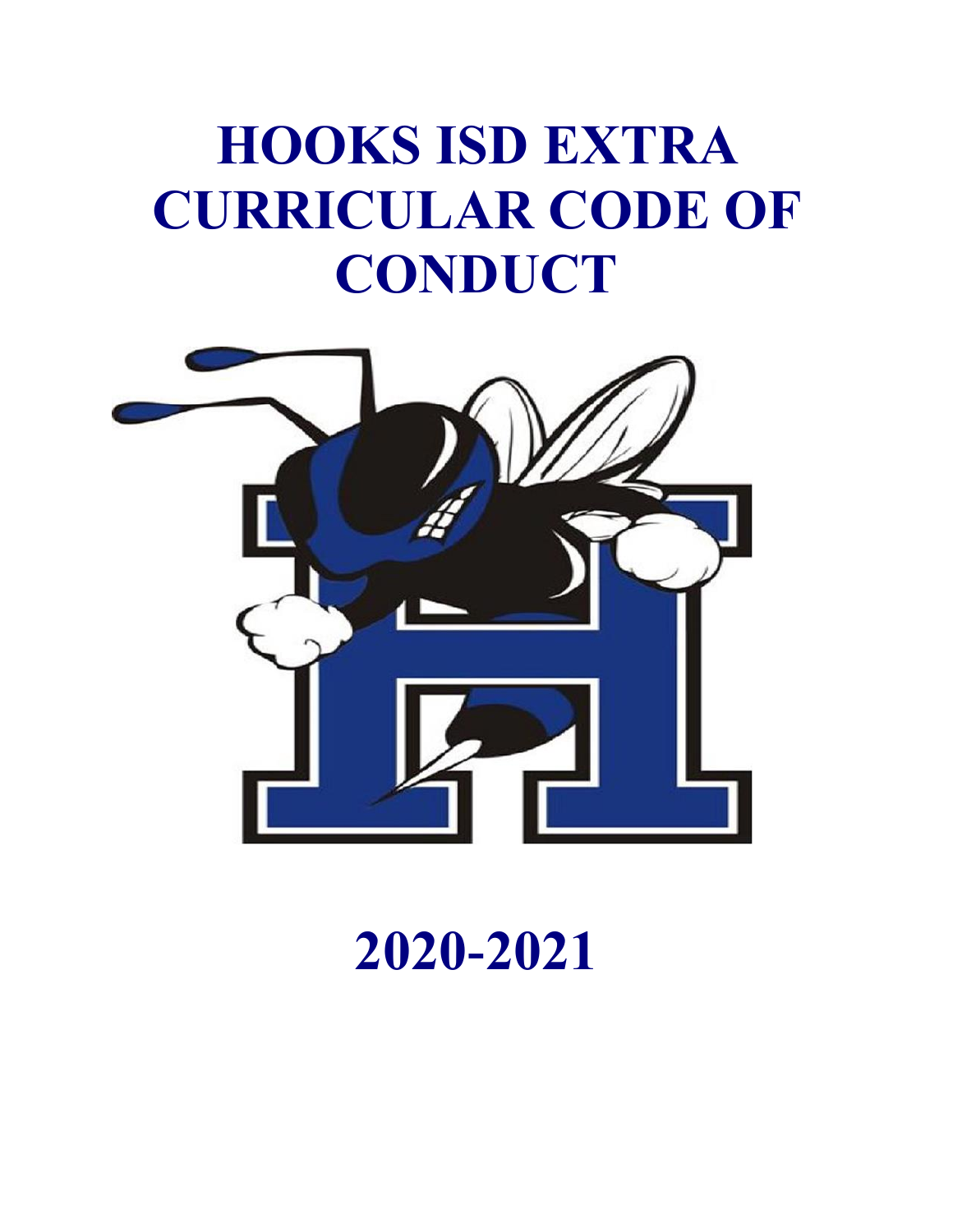# HOOKS ISD EXTRA CURRICULAR CODE OF CONDUCT

# 2020-2021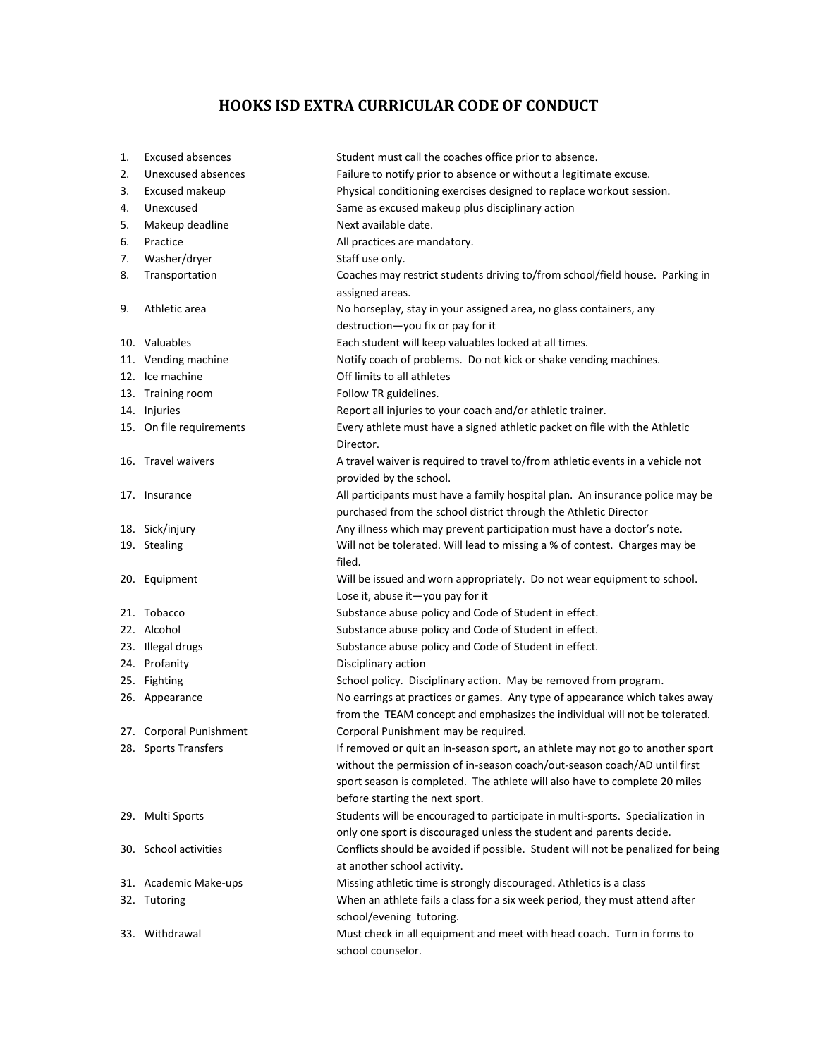# HOOKS ISD EXTRA CURRICULAR CODE OF CONDUCT

| # | Item | Description |
|---|---|---|
| 1. | Excused absences | Student must call the coaches office prior to absence. |
| 2. | Unexcused absences | Failure to notify prior to absence or without a legitimate excuse. |
| 3. | Excused makeup | Physical conditioning exercises designed to replace workout session. |
| 4. | Unexcused | Same as excused makeup plus disciplinary action |
| 5. | Makeup deadline | Next available date. |
| 6. | Practice | All practices are mandatory. |
| 7. | Washer/dryer | Staff use only. |
| 8. | Transportation | Coaches may restrict students driving to/from school/field house. Parking in assigned areas. |
| 9. | Athletic area | No horseplay, stay in your assigned area, no glass containers, any destruction—you fix or pay for it |
| 10. | Valuables | Each student will keep valuables locked at all times. |
| 11. | Vending machine | Notify coach of problems. Do not kick or shake vending machines. |
| 12. | Ice machine | Off limits to all athletes |
| 13. | Training room | Follow TR guidelines. |
| 14. | Injuries | Report all injuries to your coach and/or athletic trainer. |
| 15. | On file requirements | Every athlete must have a signed athletic packet on file with the Athletic Director. |
| 16. | Travel waivers | A travel waiver is required to travel to/from athletic events in a vehicle not provided by the school. |
| 17. | Insurance | All participants must have a family hospital plan. An insurance police may be purchased from the school district through the Athletic Director |
| 18. | Sick/injury | Any illness which may prevent participation must have a doctor's note. |
| 19. | Stealing | Will not be tolerated. Will lead to missing a % of contest. Charges may be filed. |
| 20. | Equipment | Will be issued and worn appropriately. Do not wear equipment to school. Lose it, abuse it—you pay for it |
| 21. | Tobacco | Substance abuse policy and Code of Student in effect. |
| 22. | Alcohol | Substance abuse policy and Code of Student in effect. |
| 23. | Illegal drugs | Substance abuse policy and Code of Student in effect. |
| 24. | Profanity | Disciplinary action |
| 25. | Fighting | School policy. Disciplinary action. May be removed from program. |
| 26. | Appearance | No earrings at practices or games. Any type of appearance which takes away from the TEAM concept and emphasizes the individual will not be tolerated. |
| 27. | Corporal Punishment | Corporal Punishment may be required. |
| 28. | Sports Transfers | If removed or quit an in-season sport, an athlete may not go to another sport without the permission of in-season coach/out-season coach/AD until first sport season is completed. The athlete will also have to complete 20 miles before starting the next sport. |
| 29. | Multi Sports | Students will be encouraged to participate in multi-sports. Specialization in only one sport is discouraged unless the student and parents decide. |
| 30. | School activities | Conflicts should be avoided if possible. Student will not be penalized for being at another school activity. |
| 31. | Academic Make-ups | Missing athletic time is strongly discouraged. Athletics is a class |
| 32. | Tutoring | When an athlete fails a class for a six week period, they must attend after school/evening tutoring. |
| 33. | Withdrawal | Must check in all equipment and meet with head coach. Turn in forms to school counselor. |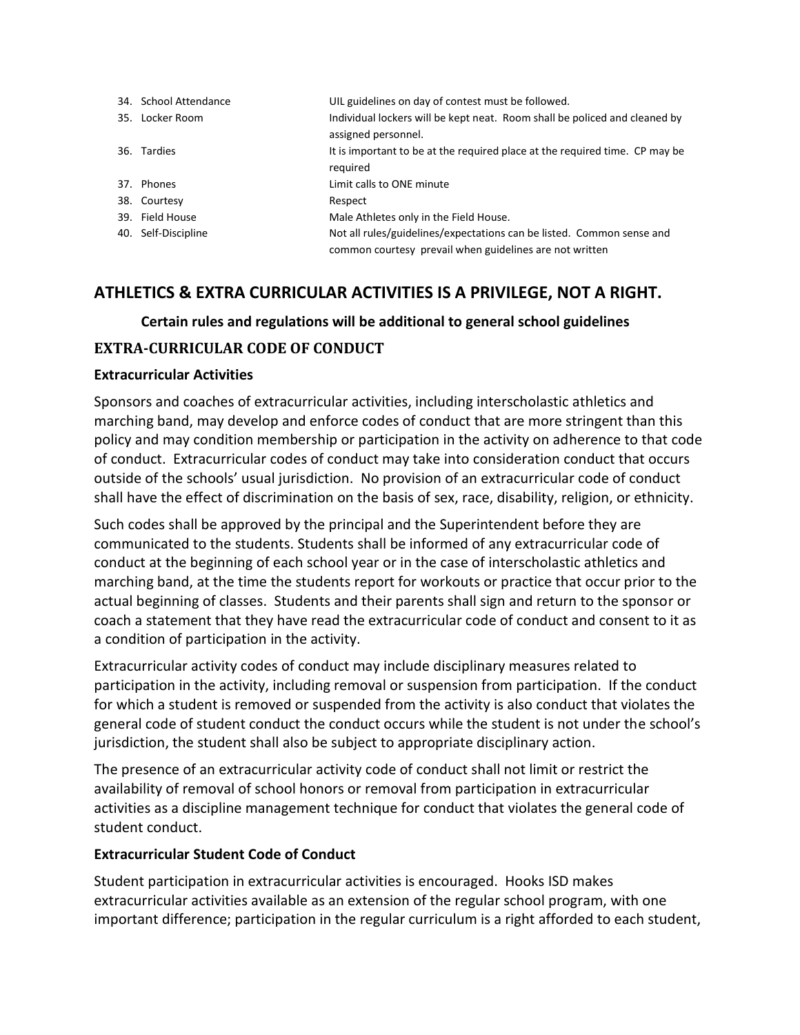| | |
|---|---|
| 34. School Attendance | UIL guidelines on day of contest must be followed. |
| 35. Locker Room | Individual lockers will be kept neat. Room shall be policed and cleaned by assigned personnel. |
| 36. Tardies | It is important to be at the required place at the required time. CP may be required |
| 37. Phones | Limit calls to ONE minute |
| 38. Courtesy | Respect |
| 39. Field House | Male Athletes only in the Field House. |
| 40. Self-Discipline | Not all rules/guidelines/expectations can be listed. Common sense and common courtesy prevail when guidelines are not written |

## ATHLETICS & EXTRA CURRICULAR ACTIVITIES IS A PRIVILEGE, NOT A RIGHT.

**Certain rules and regulations will be additional to general school guidelines**

### EXTRA-CURRICULAR CODE OF CONDUCT

**Extracurricular Activities**

Sponsors and coaches of extracurricular activities, including interscholastic athletics and marching band, may develop and enforce codes of conduct that are more stringent than this policy and may condition membership or participation in the activity on adherence to that code of conduct. Extracurricular codes of conduct may take into consideration conduct that occurs outside of the schools' usual jurisdiction. No provision of an extracurricular code of conduct shall have the effect of discrimination on the basis of sex, race, disability, religion, or ethnicity.

Such codes shall be approved by the principal and the Superintendent before they are communicated to the students. Students shall be informed of any extracurricular code of conduct at the beginning of each school year or in the case of interscholastic athletics and marching band, at the time the students report for workouts or practice that occur prior to the actual beginning of classes. Students and their parents shall sign and return to the sponsor or coach a statement that they have read the extracurricular code of conduct and consent to it as a condition of participation in the activity.

Extracurricular activity codes of conduct may include disciplinary measures related to participation in the activity, including removal or suspension from participation. If the conduct for which a student is removed or suspended from the activity is also conduct that violates the general code of student conduct the conduct occurs while the student is not under the school's jurisdiction, the student shall also be subject to appropriate disciplinary action.

The presence of an extracurricular activity code of conduct shall not limit or restrict the availability of removal of school honors or removal from participation in extracurricular activities as a discipline management technique for conduct that violates the general code of student conduct.

**Extracurricular Student Code of Conduct**

Student participation in extracurricular activities is encouraged. Hooks ISD makes extracurricular activities available as an extension of the regular school program, with one important difference; participation in the regular curriculum is a right afforded to each student,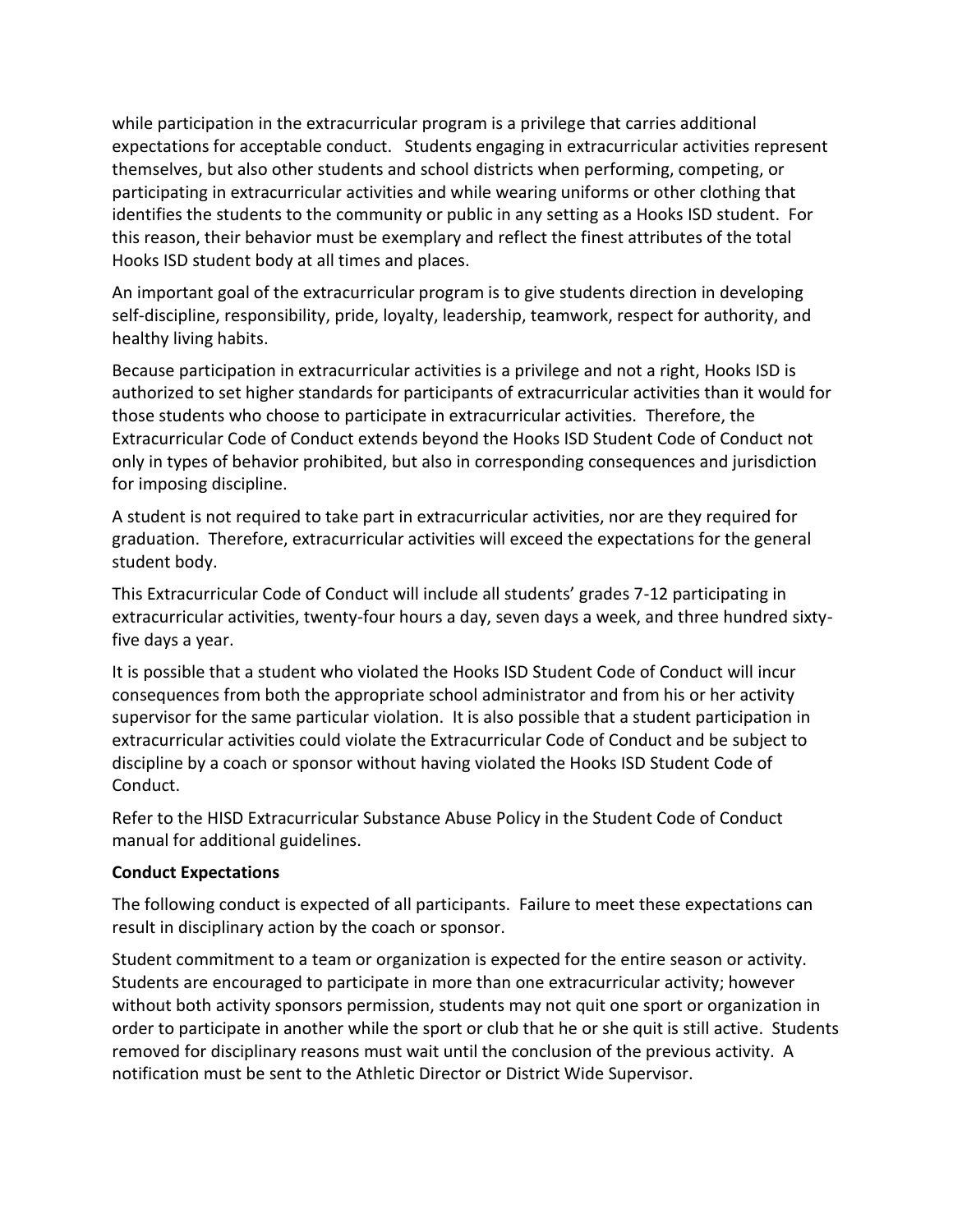while participation in the extracurricular program is a privilege that carries additional expectations for acceptable conduct. Students engaging in extracurricular activities represent themselves, but also other students and school districts when performing, competing, or participating in extracurricular activities and while wearing uniforms or other clothing that identifies the students to the community or public in any setting as a Hooks ISD student. For this reason, their behavior must be exemplary and reflect the finest attributes of the total Hooks ISD student body at all times and places.

An important goal of the extracurricular program is to give students direction in developing self-discipline, responsibility, pride, loyalty, leadership, teamwork, respect for authority, and healthy living habits.

Because participation in extracurricular activities is a privilege and not a right, Hooks ISD is authorized to set higher standards for participants of extracurricular activities than it would for those students who choose to participate in extracurricular activities. Therefore, the Extracurricular Code of Conduct extends beyond the Hooks ISD Student Code of Conduct not only in types of behavior prohibited, but also in corresponding consequences and jurisdiction for imposing discipline.

A student is not required to take part in extracurricular activities, nor are they required for graduation. Therefore, extracurricular activities will exceed the expectations for the general student body.

This Extracurricular Code of Conduct will include all students' grades 7-12 participating in extracurricular activities, twenty-four hours a day, seven days a week, and three hundred sixty-five days a year.

It is possible that a student who violated the Hooks ISD Student Code of Conduct will incur consequences from both the appropriate school administrator and from his or her activity supervisor for the same particular violation. It is also possible that a student participation in extracurricular activities could violate the Extracurricular Code of Conduct and be subject to discipline by a coach or sponsor without having violated the Hooks ISD Student Code of Conduct.

Refer to the HISD Extracurricular Substance Abuse Policy in the Student Code of Conduct manual for additional guidelines.

**Conduct Expectations**

The following conduct is expected of all participants. Failure to meet these expectations can result in disciplinary action by the coach or sponsor.

Student commitment to a team or organization is expected for the entire season or activity. Students are encouraged to participate in more than one extracurricular activity; however without both activity sponsors permission, students may not quit one sport or organization in order to participate in another while the sport or club that he or she quit is still active. Students removed for disciplinary reasons must wait until the conclusion of the previous activity. A notification must be sent to the Athletic Director or District Wide Supervisor.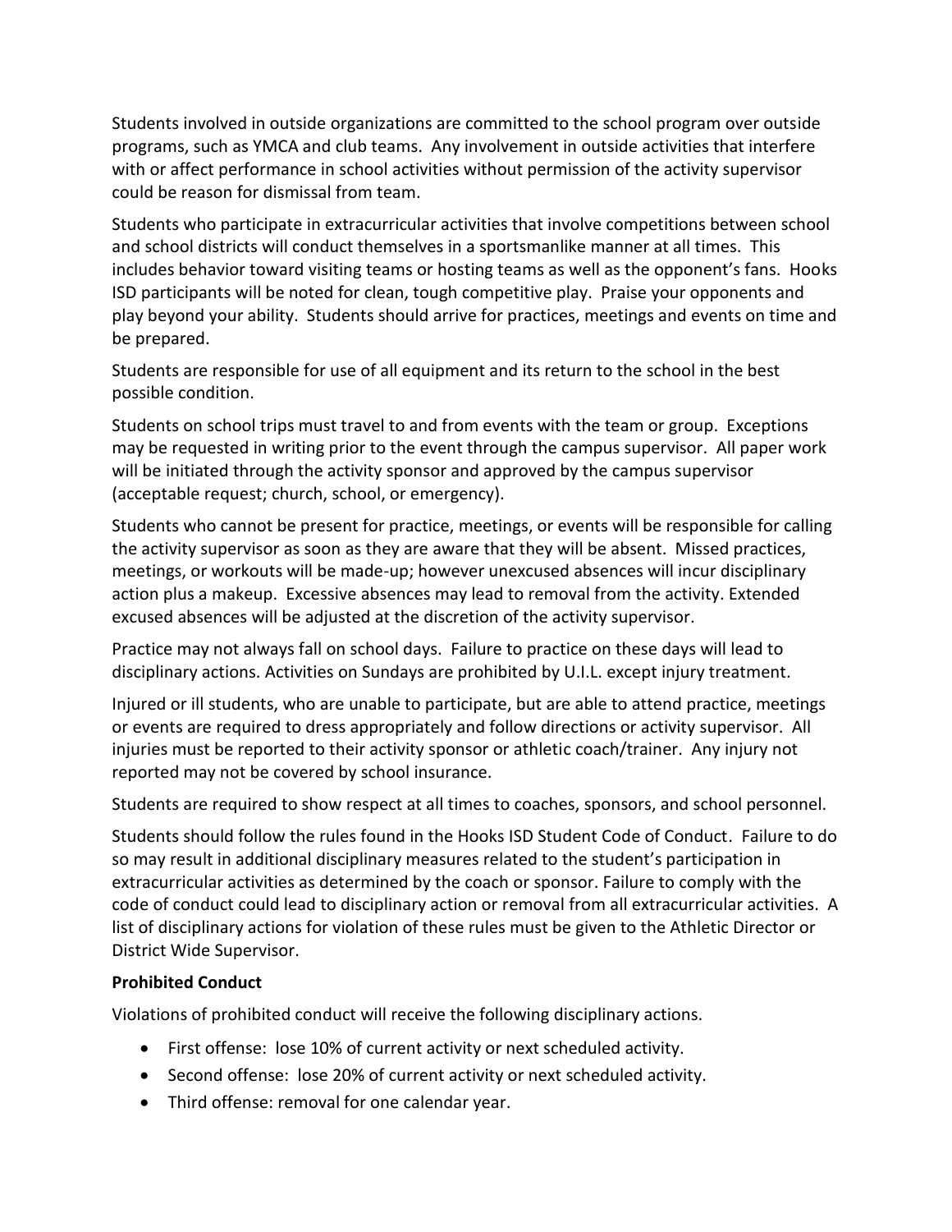Students involved in outside organizations are committed to the school program over outside programs, such as YMCA and club teams. Any involvement in outside activities that interfere with or affect performance in school activities without permission of the activity supervisor could be reason for dismissal from team.

Students who participate in extracurricular activities that involve competitions between school and school districts will conduct themselves in a sportsmanlike manner at all times. This includes behavior toward visiting teams or hosting teams as well as the opponent's fans. Hooks ISD participants will be noted for clean, tough competitive play. Praise your opponents and play beyond your ability. Students should arrive for practices, meetings and events on time and be prepared.

Students are responsible for use of all equipment and its return to the school in the best possible condition.

Students on school trips must travel to and from events with the team or group. Exceptions may be requested in writing prior to the event through the campus supervisor. All paper work will be initiated through the activity sponsor and approved by the campus supervisor (acceptable request; church, school, or emergency).

Students who cannot be present for practice, meetings, or events will be responsible for calling the activity supervisor as soon as they are aware that they will be absent. Missed practices, meetings, or workouts will be made-up; however unexcused absences will incur disciplinary action plus a makeup. Excessive absences may lead to removal from the activity. Extended excused absences will be adjusted at the discretion of the activity supervisor.

Practice may not always fall on school days. Failure to practice on these days will lead to disciplinary actions. Activities on Sundays are prohibited by U.I.L. except injury treatment.

Injured or ill students, who are unable to participate, but are able to attend practice, meetings or events are required to dress appropriately and follow directions or activity supervisor. All injuries must be reported to their activity sponsor or athletic coach/trainer. Any injury not reported may not be covered by school insurance.

Students are required to show respect at all times to coaches, sponsors, and school personnel.

Students should follow the rules found in the Hooks ISD Student Code of Conduct. Failure to do so may result in additional disciplinary measures related to the student's participation in extracurricular activities as determined by the coach or sponsor. Failure to comply with the code of conduct could lead to disciplinary action or removal from all extracurricular activities. A list of disciplinary actions for violation of these rules must be given to the Athletic Director or District Wide Supervisor.

**Prohibited Conduct**

Violations of prohibited conduct will receive the following disciplinary actions.

- First offense: lose 10% of current activity or next scheduled activity.
- Second offense: lose 20% of current activity or next scheduled activity.
- Third offense: removal for one calendar year.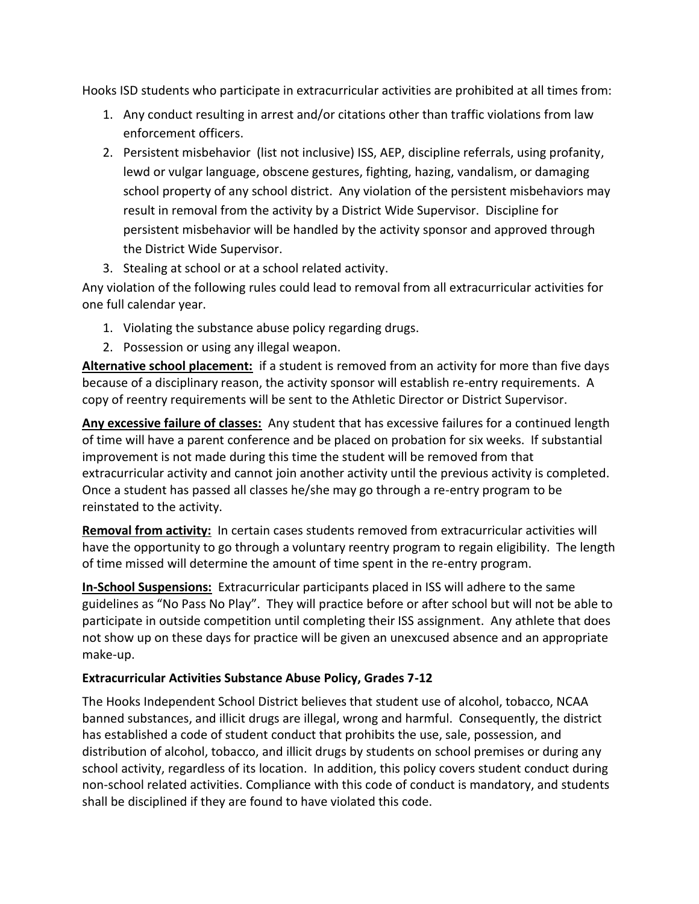Hooks ISD students who participate in extracurricular activities are prohibited at all times from:

1. Any conduct resulting in arrest and/or citations other than traffic violations from law enforcement officers.
2. Persistent misbehavior (list not inclusive) ISS, AEP, discipline referrals, using profanity, lewd or vulgar language, obscene gestures, fighting, hazing, vandalism, or damaging school property of any school district. Any violation of the persistent misbehaviors may result in removal from the activity by a District Wide Supervisor. Discipline for persistent misbehavior will be handled by the activity sponsor and approved through the District Wide Supervisor.
3. Stealing at school or at a school related activity.

Any violation of the following rules could lead to removal from all extracurricular activities for one full calendar year.

1. Violating the substance abuse policy regarding drugs.
2. Possession or using any illegal weapon.

**Alternative school placement:** if a student is removed from an activity for more than five days because of a disciplinary reason, the activity sponsor will establish re-entry requirements. A copy of reentry requirements will be sent to the Athletic Director or District Supervisor.

**Any excessive failure of classes:** Any student that has excessive failures for a continued length of time will have a parent conference and be placed on probation for six weeks. If substantial improvement is not made during this time the student will be removed from that extracurricular activity and cannot join another activity until the previous activity is completed. Once a student has passed all classes he/she may go through a re-entry program to be reinstated to the activity.

**Removal from activity:** In certain cases students removed from extracurricular activities will have the opportunity to go through a voluntary reentry program to regain eligibility. The length of time missed will determine the amount of time spent in the re-entry program.

**In-School Suspensions:** Extracurricular participants placed in ISS will adhere to the same guidelines as "No Pass No Play". They will practice before or after school but will not be able to participate in outside competition until completing their ISS assignment. Any athlete that does not show up on these days for practice will be given an unexcused absence and an appropriate make-up.

**Extracurricular Activities Substance Abuse Policy, Grades 7-12**

The Hooks Independent School District believes that student use of alcohol, tobacco, NCAA banned substances, and illicit drugs are illegal, wrong and harmful. Consequently, the district has established a code of student conduct that prohibits the use, sale, possession, and distribution of alcohol, tobacco, and illicit drugs by students on school premises or during any school activity, regardless of its location. In addition, this policy covers student conduct during non-school related activities. Compliance with this code of conduct is mandatory, and students shall be disciplined if they are found to have violated this code.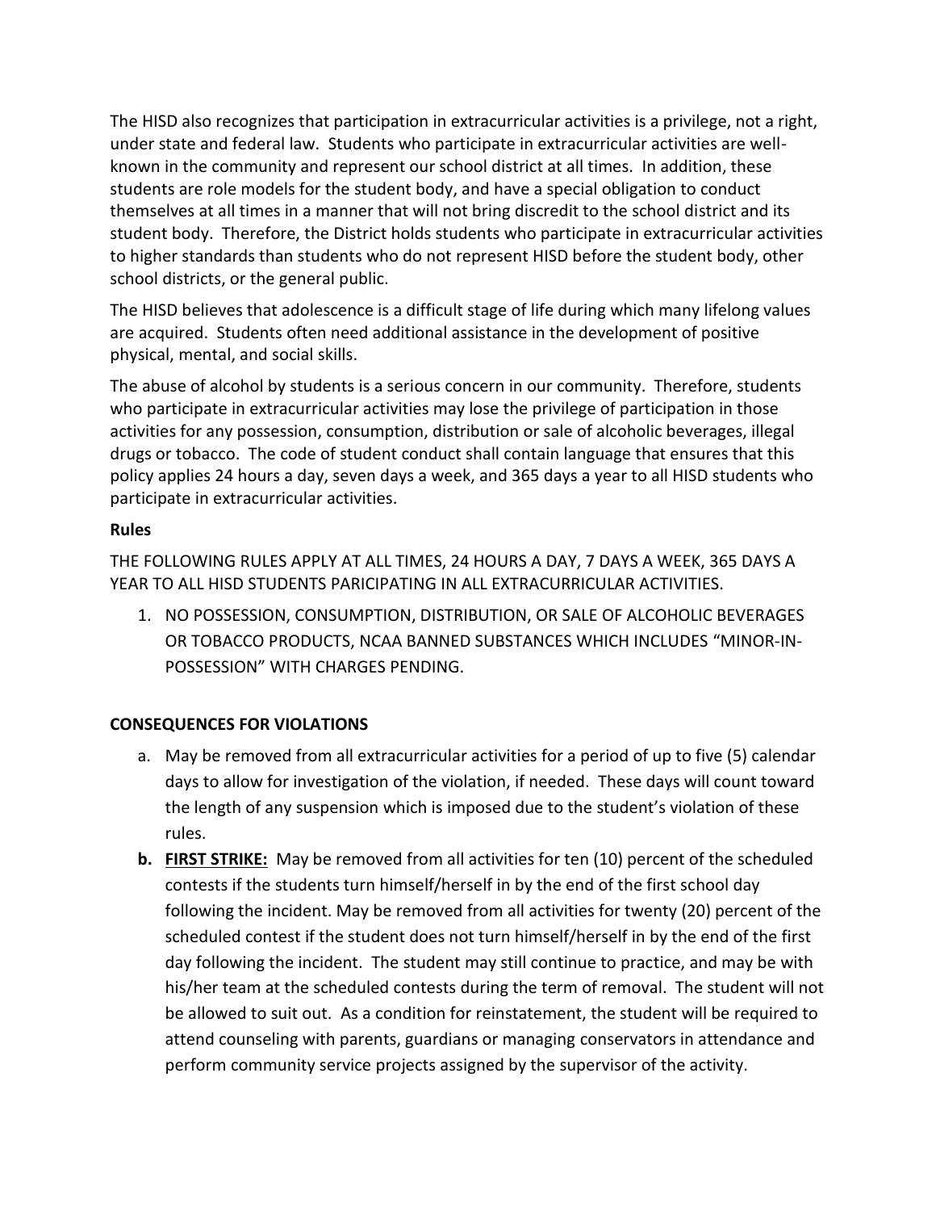The HISD also recognizes that participation in extracurricular activities is a privilege, not a right, under state and federal law. Students who participate in extracurricular activities are well-known in the community and represent our school district at all times. In addition, these students are role models for the student body, and have a special obligation to conduct themselves at all times in a manner that will not bring discredit to the school district and its student body. Therefore, the District holds students who participate in extracurricular activities to higher standards than students who do not represent HISD before the student body, other school districts, or the general public.

The HISD believes that adolescence is a difficult stage of life during which many lifelong values are acquired. Students often need additional assistance in the development of positive physical, mental, and social skills.

The abuse of alcohol by students is a serious concern in our community. Therefore, students who participate in extracurricular activities may lose the privilege of participation in those activities for any possession, consumption, distribution or sale of alcoholic beverages, illegal drugs or tobacco. The code of student conduct shall contain language that ensures that this policy applies 24 hours a day, seven days a week, and 365 days a year to all HISD students who participate in extracurricular activities.

**Rules**

THE FOLLOWING RULES APPLY AT ALL TIMES, 24 HOURS A DAY, 7 DAYS A WEEK, 365 DAYS A YEAR TO ALL HISD STUDENTS PARICIPATING IN ALL EXTRACURRICULAR ACTIVITIES.

1. NO POSSESSION, CONSUMPTION, DISTRIBUTION, OR SALE OF ALCOHOLIC BEVERAGES OR TOBACCO PRODUCTS, NCAA BANNED SUBSTANCES WHICH INCLUDES "MINOR-IN-POSSESSION" WITH CHARGES PENDING.

**CONSEQUENCES FOR VIOLATIONS**

a. May be removed from all extracurricular activities for a period of up to five (5) calendar days to allow for investigation of the violation, if needed. These days will count toward the length of any suspension which is imposed due to the student's violation of these rules.

**b. FIRST STRIKE:** May be removed from all activities for ten (10) percent of the scheduled contests if the students turn himself/herself in by the end of the first school day following the incident. May be removed from all activities for twenty (20) percent of the scheduled contest if the student does not turn himself/herself in by the end of the first day following the incident. The student may still continue to practice, and may be with his/her team at the scheduled contests during the term of removal. The student will not be allowed to suit out. As a condition for reinstatement, the student will be required to attend counseling with parents, guardians or managing conservators in attendance and perform community service projects assigned by the supervisor of the activity.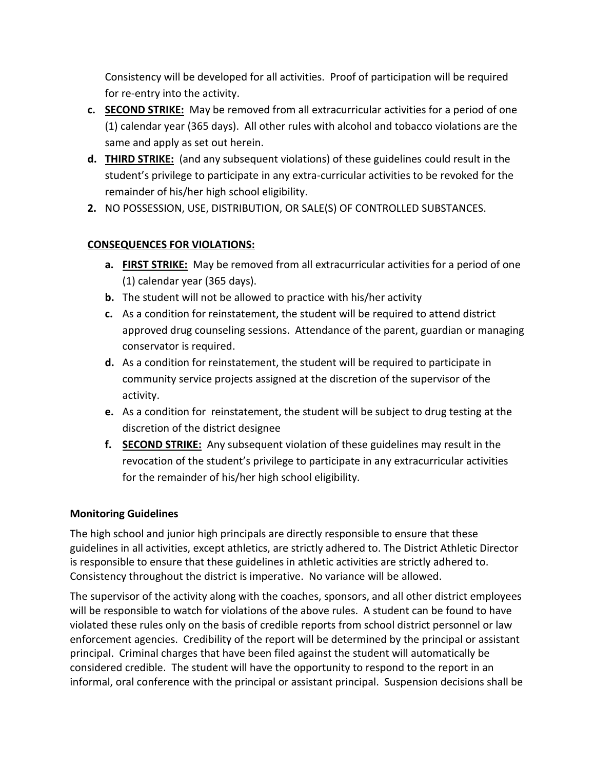Consistency will be developed for all activities. Proof of participation will be required for re-entry into the activity.

c. **SECOND STRIKE:** May be removed from all extracurricular activities for a period of one (1) calendar year (365 days). All other rules with alcohol and tobacco violations are the same and apply as set out herein.

d. **THIRD STRIKE:** (and any subsequent violations) of these guidelines could result in the student's privilege to participate in any extra-curricular activities to be revoked for the remainder of his/her high school eligibility.

2. NO POSSESSION, USE, DISTRIBUTION, OR SALE(S) OF CONTROLLED SUBSTANCES.

**CONSEQUENCES FOR VIOLATIONS:**

a. **FIRST STRIKE:** May be removed from all extracurricular activities for a period of one (1) calendar year (365 days).

b. The student will not be allowed to practice with his/her activity

c. As a condition for reinstatement, the student will be required to attend district approved drug counseling sessions. Attendance of the parent, guardian or managing conservator is required.

d. As a condition for reinstatement, the student will be required to participate in community service projects assigned at the discretion of the supervisor of the activity.

e. As a condition for reinstatement, the student will be subject to drug testing at the discretion of the district designee

f. **SECOND STRIKE:** Any subsequent violation of these guidelines may result in the revocation of the student's privilege to participate in any extracurricular activities for the remainder of his/her high school eligibility.

**Monitoring Guidelines**

The high school and junior high principals are directly responsible to ensure that these guidelines in all activities, except athletics, are strictly adhered to. The District Athletic Director is responsible to ensure that these guidelines in athletic activities are strictly adhered to. Consistency throughout the district is imperative. No variance will be allowed.

The supervisor of the activity along with the coaches, sponsors, and all other district employees will be responsible to watch for violations of the above rules. A student can be found to have violated these rules only on the basis of credible reports from school district personnel or law enforcement agencies. Credibility of the report will be determined by the principal or assistant principal. Criminal charges that have been filed against the student will automatically be considered credible. The student will have the opportunity to respond to the report in an informal, oral conference with the principal or assistant principal. Suspension decisions shall be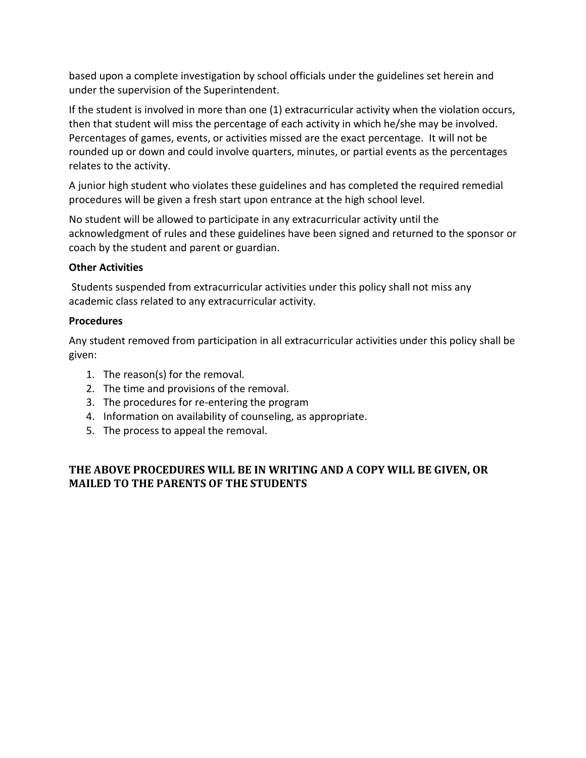based upon a complete investigation by school officials under the guidelines set herein and under the supervision of the Superintendent.

If the student is involved in more than one (1) extracurricular activity when the violation occurs, then that student will miss the percentage of each activity in which he/she may be involved. Percentages of games, events, or activities missed are the exact percentage. It will not be rounded up or down and could involve quarters, minutes, or partial events as the percentages relates to the activity.

A junior high student who violates these guidelines and has completed the required remedial procedures will be given a fresh start upon entrance at the high school level.

No student will be allowed to participate in any extracurricular activity until the acknowledgment of rules and these guidelines have been signed and returned to the sponsor or coach by the student and parent or guardian.

**Other Activities**

Students suspended from extracurricular activities under this policy shall not miss any academic class related to any extracurricular activity.

**Procedures**

Any student removed from participation in all extracurricular activities under this policy shall be given:

1. The reason(s) for the removal.
2. The time and provisions of the removal.
3. The procedures for re-entering the program
4. Information on availability of counseling, as appropriate.
5. The process to appeal the removal.

**THE ABOVE PROCEDURES WILL BE IN WRITING AND A COPY WILL BE GIVEN, OR MAILED TO THE PARENTS OF THE STUDENTS**